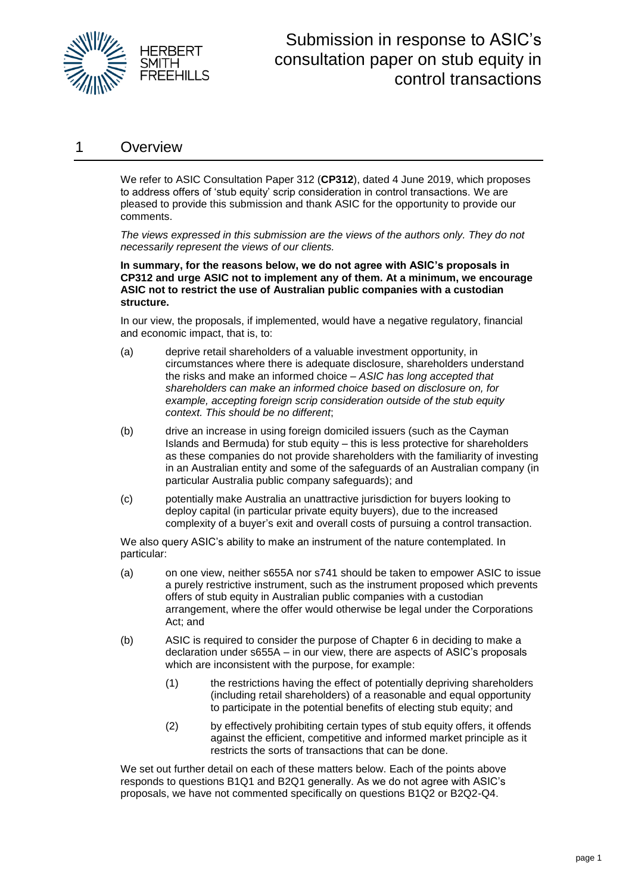# Submission in response to ASIC's consultation paper on stub equity in control transactions

## 1 Overview

We refer to ASIC Consultation Paper 312 (**CP312**), dated 4 June 2019, which proposes to address offers of 'stub equity' scrip consideration in control transactions. We are pleased to provide this submission and thank ASIC for the opportunity to provide our comments.

*The views expressed in this submission are the views of the authors only. They do not necessarily represent the views of our clients.*

**In summary, for the reasons below, we do not agree with ASIC's proposals in CP312 and urge ASIC not to implement any of them. At a minimum, we encourage ASIC not to restrict the use of Australian public companies with a custodian structure.**

In our view, the proposals, if implemented, would have a negative regulatory, financial and economic impact, that is, to:

(a) deprive retail shareholders of a valuable investment opportunity, in circumstances where there is adequate disclosure, shareholders understand the risks and make an informed choice – *ASIC has long accepted that shareholders can make an informed choice based on disclosure on, for example, accepting foreign scrip consideration outside of the stub equity context. This should be no different*;

(b) drive an increase in using foreign domiciled issuers (such as the Cayman Islands and Bermuda) for stub equity – this is less protective for shareholders as these companies do not provide shareholders with the familiarity of investing in an Australian entity and some of the safeguards of an Australian company (in particular Australia public company safeguards); and

(c) potentially make Australia an unattractive jurisdiction for buyers looking to deploy capital (in particular private equity buyers), due to the increased complexity of a buyer's exit and overall costs of pursuing a control transaction.

We also query ASIC's ability to make an instrument of the nature contemplated. In particular:

(a) on one view, neither s655A nor s741 should be taken to empower ASIC to issue a purely restrictive instrument, such as the instrument proposed which prevents offers of stub equity in Australian public companies with a custodian arrangement, where the offer would otherwise be legal under the Corporations Act; and

(b) ASIC is required to consider the purpose of Chapter 6 in deciding to make a declaration under s655A – in our view, there are aspects of ASIC's proposals which are inconsistent with the purpose, for example:

(1) the restrictions having the effect of potentially depriving shareholders (including retail shareholders) of a reasonable and equal opportunity to participate in the potential benefits of electing stub equity; and

(2) by effectively prohibiting certain types of stub equity offers, it offends against the efficient, competitive and informed market principle as it restricts the sorts of transactions that can be done.

We set out further detail on each of these matters below. Each of the points above responds to questions B1Q1 and B2Q1 generally. As we do not agree with ASIC's proposals, we have not commented specifically on questions B1Q2 or B2Q2-Q4.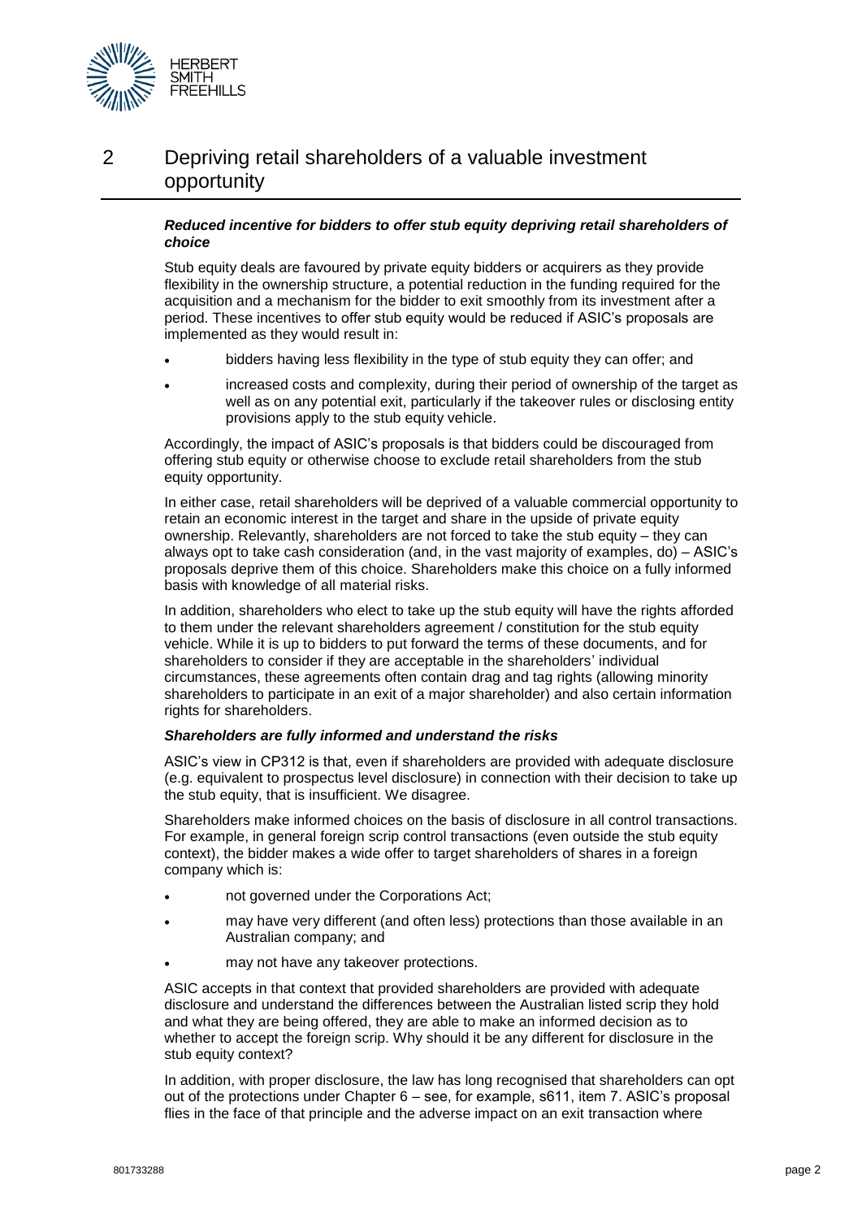## 2 Depriving retail shareholders of a valuable investment opportunity

***Reduced incentive for bidders to offer stub equity depriving retail shareholders of choice***

Stub equity deals are favoured by private equity bidders or acquirers as they provide flexibility in the ownership structure, a potential reduction in the funding required for the acquisition and a mechanism for the bidder to exit smoothly from its investment after a period. These incentives to offer stub equity would be reduced if ASIC's proposals are implemented as they would result in:

- bidders having less flexibility in the type of stub equity they can offer; and
- increased costs and complexity, during their period of ownership of the target as well as on any potential exit, particularly if the takeover rules or disclosing entity provisions apply to the stub equity vehicle.

Accordingly, the impact of ASIC's proposals is that bidders could be discouraged from offering stub equity or otherwise choose to exclude retail shareholders from the stub equity opportunity.

In either case, retail shareholders will be deprived of a valuable commercial opportunity to retain an economic interest in the target and share in the upside of private equity ownership. Relevantly, shareholders are not forced to take the stub equity – they can always opt to take cash consideration (and, in the vast majority of examples, do) – ASIC's proposals deprive them of this choice. Shareholders make this choice on a fully informed basis with knowledge of all material risks.

In addition, shareholders who elect to take up the stub equity will have the rights afforded to them under the relevant shareholders agreement / constitution for the stub equity vehicle. While it is up to bidders to put forward the terms of these documents, and for shareholders to consider if they are acceptable in the shareholders' individual circumstances, these agreements often contain drag and tag rights (allowing minority shareholders to participate in an exit of a major shareholder) and also certain information rights for shareholders.

***Shareholders are fully informed and understand the risks***

ASIC's view in CP312 is that, even if shareholders are provided with adequate disclosure (e.g. equivalent to prospectus level disclosure) in connection with their decision to take up the stub equity, that is insufficient. We disagree.

Shareholders make informed choices on the basis of disclosure in all control transactions. For example, in general foreign scrip control transactions (even outside the stub equity context), the bidder makes a wide offer to target shareholders of shares in a foreign company which is:

- not governed under the Corporations Act;
- may have very different (and often less) protections than those available in an Australian company; and
- may not have any takeover protections.

ASIC accepts in that context that provided shareholders are provided with adequate disclosure and understand the differences between the Australian listed scrip they hold and what they are being offered, they are able to make an informed decision as to whether to accept the foreign scrip. Why should it be any different for disclosure in the stub equity context?

In addition, with proper disclosure, the law has long recognised that shareholders can opt out of the protections under Chapter 6 – see, for example, s611, item 7. ASIC's proposal flies in the face of that principle and the adverse impact on an exit transaction where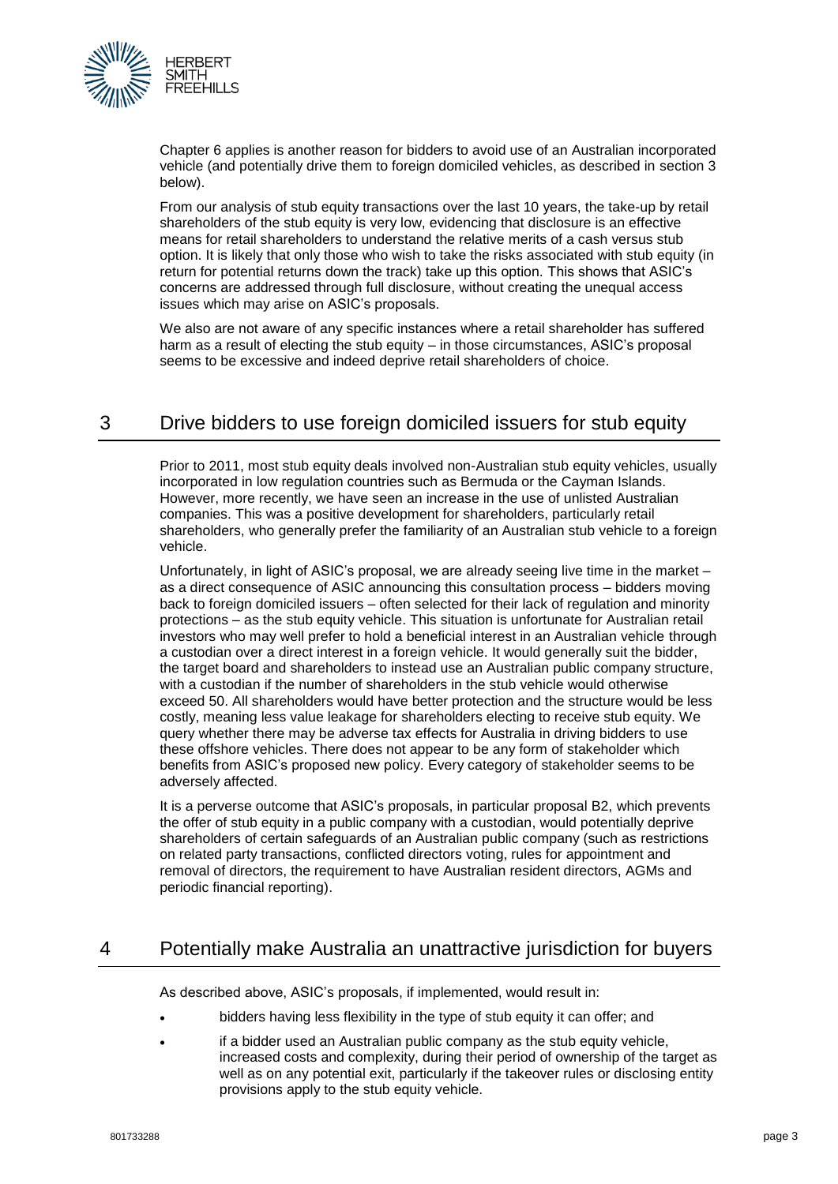Chapter 6 applies is another reason for bidders to avoid use of an Australian incorporated vehicle (and potentially drive them to foreign domiciled vehicles, as described in section 3 below).

From our analysis of stub equity transactions over the last 10 years, the take-up by retail shareholders of the stub equity is very low, evidencing that disclosure is an effective means for retail shareholders to understand the relative merits of a cash versus stub option. It is likely that only those who wish to take the risks associated with stub equity (in return for potential returns down the track) take up this option. This shows that ASIC's concerns are addressed through full disclosure, without creating the unequal access issues which may arise on ASIC's proposals.

We also are not aware of any specific instances where a retail shareholder has suffered harm as a result of electing the stub equity – in those circumstances, ASIC's proposal seems to be excessive and indeed deprive retail shareholders of choice.

## 3 Drive bidders to use foreign domiciled issuers for stub equity

Prior to 2011, most stub equity deals involved non-Australian stub equity vehicles, usually incorporated in low regulation countries such as Bermuda or the Cayman Islands. However, more recently, we have seen an increase in the use of unlisted Australian companies. This was a positive development for shareholders, particularly retail shareholders, who generally prefer the familiarity of an Australian stub vehicle to a foreign vehicle.

Unfortunately, in light of ASIC's proposal, we are already seeing live time in the market – as a direct consequence of ASIC announcing this consultation process – bidders moving back to foreign domiciled issuers – often selected for their lack of regulation and minority protections – as the stub equity vehicle. This situation is unfortunate for Australian retail investors who may well prefer to hold a beneficial interest in an Australian vehicle through a custodian over a direct interest in a foreign vehicle. It would generally suit the bidder, the target board and shareholders to instead use an Australian public company structure, with a custodian if the number of shareholders in the stub vehicle would otherwise exceed 50. All shareholders would have better protection and the structure would be less costly, meaning less value leakage for shareholders electing to receive stub equity. We query whether there may be adverse tax effects for Australia in driving bidders to use these offshore vehicles. There does not appear to be any form of stakeholder which benefits from ASIC's proposed new policy. Every category of stakeholder seems to be adversely affected.

It is a perverse outcome that ASIC's proposals, in particular proposal B2, which prevents the offer of stub equity in a public company with a custodian, would potentially deprive shareholders of certain safeguards of an Australian public company (such as restrictions on related party transactions, conflicted directors voting, rules for appointment and removal of directors, the requirement to have Australian resident directors, AGMs and periodic financial reporting).

## 4 Potentially make Australia an unattractive jurisdiction for buyers

As described above, ASIC's proposals, if implemented, would result in:

- bidders having less flexibility in the type of stub equity it can offer; and
- if a bidder used an Australian public company as the stub equity vehicle, increased costs and complexity, during their period of ownership of the target as well as on any potential exit, particularly if the takeover rules or disclosing entity provisions apply to the stub equity vehicle.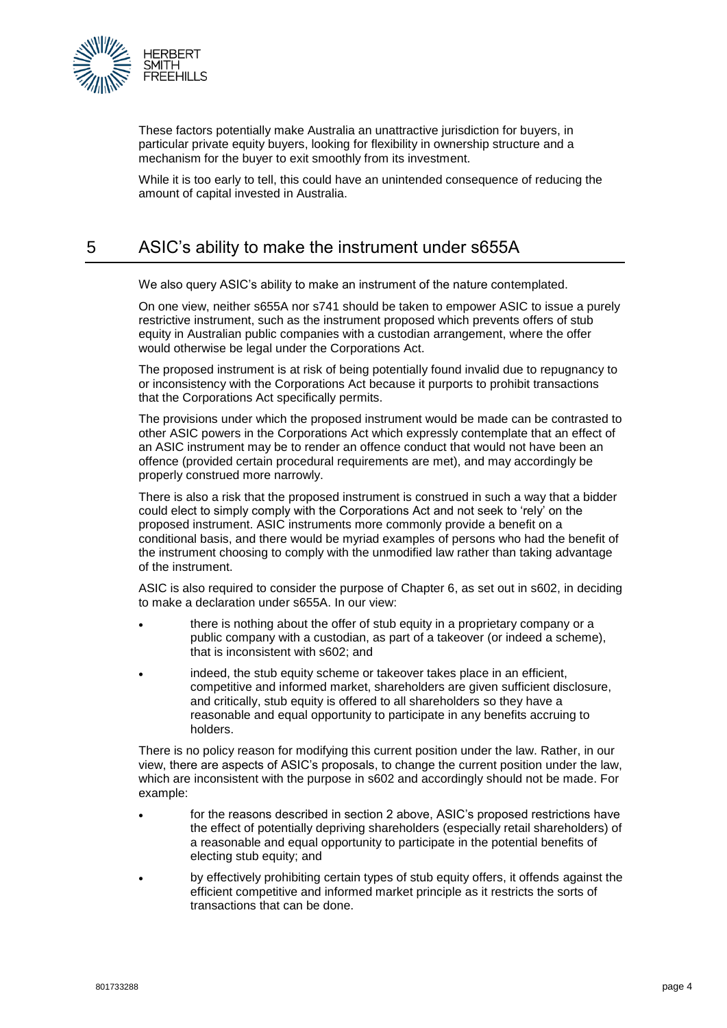These factors potentially make Australia an unattractive jurisdiction for buyers, in particular private equity buyers, looking for flexibility in ownership structure and a mechanism for the buyer to exit smoothly from its investment.

While it is too early to tell, this could have an unintended consequence of reducing the amount of capital invested in Australia.

## 5 ASIC's ability to make the instrument under s655A

We also query ASIC's ability to make an instrument of the nature contemplated.

On one view, neither s655A nor s741 should be taken to empower ASIC to issue a purely restrictive instrument, such as the instrument proposed which prevents offers of stub equity in Australian public companies with a custodian arrangement, where the offer would otherwise be legal under the Corporations Act.

The proposed instrument is at risk of being potentially found invalid due to repugnancy to or inconsistency with the Corporations Act because it purports to prohibit transactions that the Corporations Act specifically permits.

The provisions under which the proposed instrument would be made can be contrasted to other ASIC powers in the Corporations Act which expressly contemplate that an effect of an ASIC instrument may be to render an offence conduct that would not have been an offence (provided certain procedural requirements are met), and may accordingly be properly construed more narrowly.

There is also a risk that the proposed instrument is construed in such a way that a bidder could elect to simply comply with the Corporations Act and not seek to 'rely' on the proposed instrument. ASIC instruments more commonly provide a benefit on a conditional basis, and there would be myriad examples of persons who had the benefit of the instrument choosing to comply with the unmodified law rather than taking advantage of the instrument.

ASIC is also required to consider the purpose of Chapter 6, as set out in s602, in deciding to make a declaration under s655A. In our view:

- there is nothing about the offer of stub equity in a proprietary company or a public company with a custodian, as part of a takeover (or indeed a scheme), that is inconsistent with s602; and
- indeed, the stub equity scheme or takeover takes place in an efficient, competitive and informed market, shareholders are given sufficient disclosure, and critically, stub equity is offered to all shareholders so they have a reasonable and equal opportunity to participate in any benefits accruing to holders.

There is no policy reason for modifying this current position under the law. Rather, in our view, there are aspects of ASIC's proposals, to change the current position under the law, which are inconsistent with the purpose in s602 and accordingly should not be made. For example:

- for the reasons described in section 2 above, ASIC's proposed restrictions have the effect of potentially depriving shareholders (especially retail shareholders) of a reasonable and equal opportunity to participate in the potential benefits of electing stub equity; and
- by effectively prohibiting certain types of stub equity offers, it offends against the efficient competitive and informed market principle as it restricts the sorts of transactions that can be done.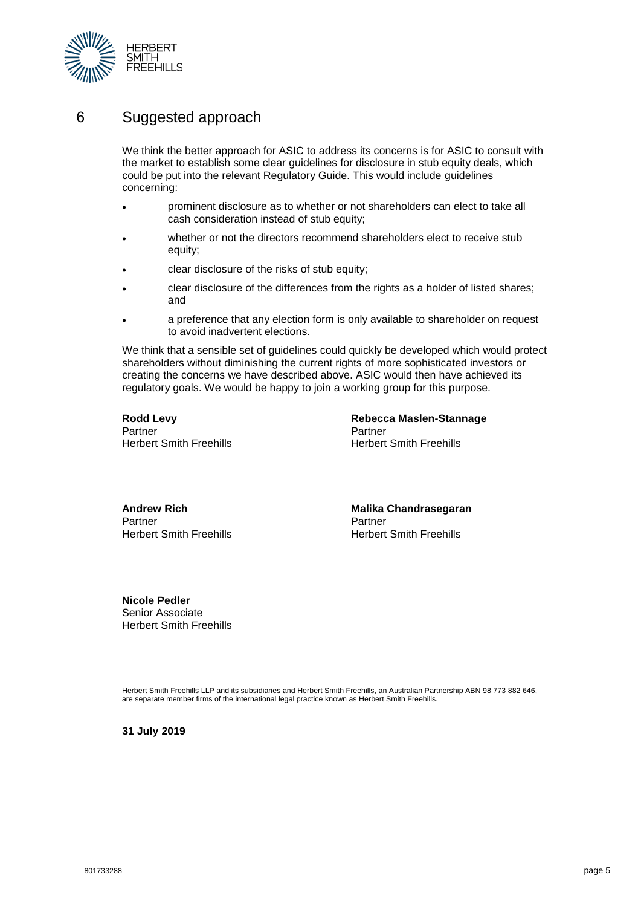## 6 Suggested approach

We think the better approach for ASIC to address its concerns is for ASIC to consult with the market to establish some clear guidelines for disclosure in stub equity deals, which could be put into the relevant Regulatory Guide. This would include guidelines concerning:

- prominent disclosure as to whether or not shareholders can elect to take all cash consideration instead of stub equity;
- whether or not the directors recommend shareholders elect to receive stub equity;
- clear disclosure of the risks of stub equity;
- clear disclosure of the differences from the rights as a holder of listed shares; and
- a preference that any election form is only available to shareholder on request to avoid inadvertent elections.

We think that a sensible set of guidelines could quickly be developed which would protect shareholders without diminishing the current rights of more sophisticated investors or creating the concerns we have described above. ASIC would then have achieved its regulatory goals. We would be happy to join a working group for this purpose.

**Rodd Levy**
Partner
Herbert Smith Freehills

**Rebecca Maslen-Stannage**
Partner
Herbert Smith Freehills

**Andrew Rich**
Partner
Herbert Smith Freehills

**Malika Chandrasegaran**
Partner
Herbert Smith Freehills

**Nicole Pedler**
Senior Associate
Herbert Smith Freehills

Herbert Smith Freehills LLP and its subsidiaries and Herbert Smith Freehills, an Australian Partnership ABN 98 773 882 646, are separate member firms of the international legal practice known as Herbert Smith Freehills.

**31 July 2019**